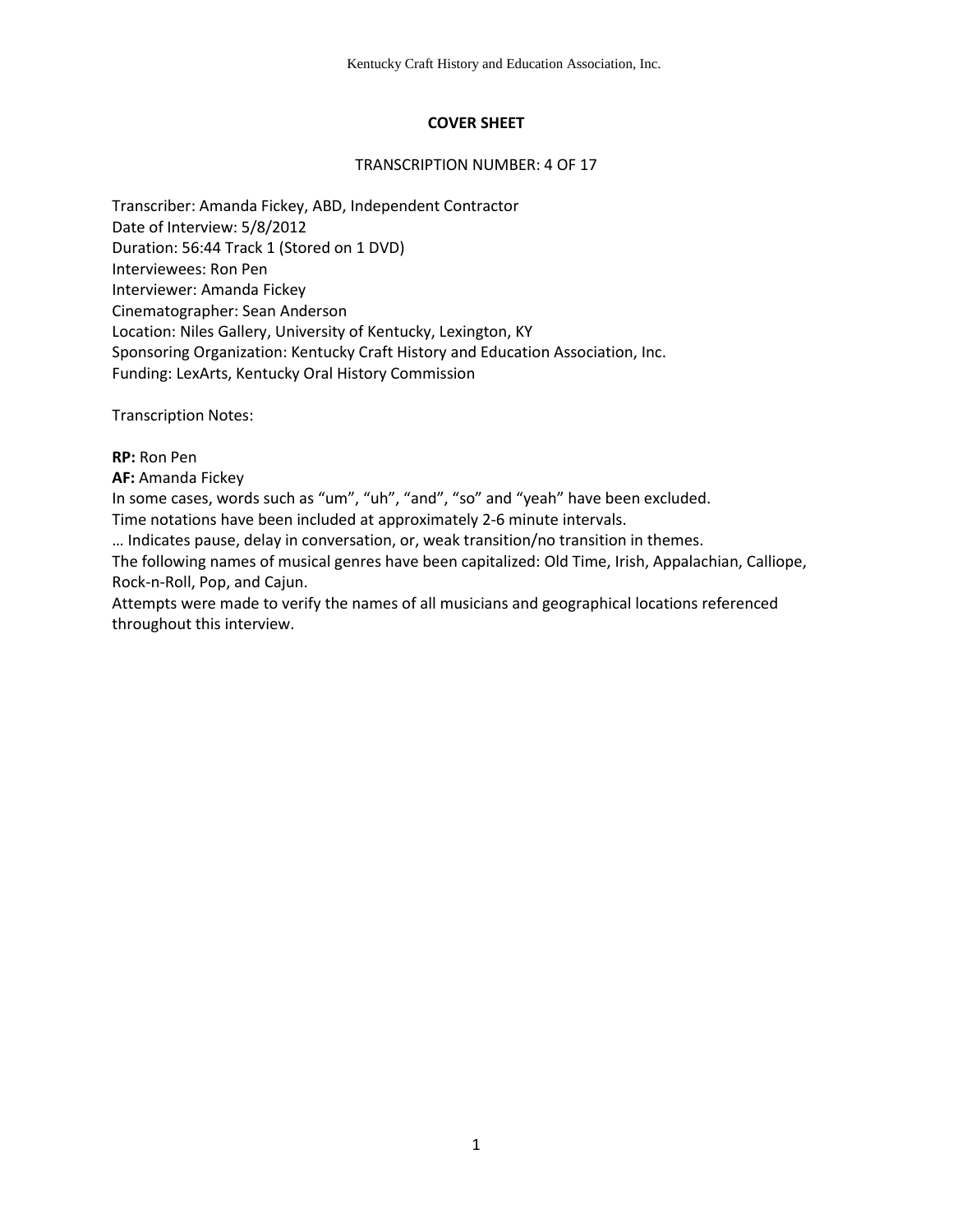## COVER SHEET

TRANSCRIPTION NUMBER: 4 OF 17

Transcriber: Amanda Fickey, ABD, Independent Contractor
Date of Interview: 5/8/2012
Duration: 56:44 Track 1 (Stored on 1 DVD)
Interviewees: Ron Pen
Interviewer: Amanda Fickey
Cinematographer: Sean Anderson
Location: Niles Gallery, University of Kentucky, Lexington, KY
Sponsoring Organization: Kentucky Craft History and Education Association, Inc.
Funding: LexArts, Kentucky Oral History Commission

Transcription Notes:

**RP:** Ron Pen
**AF:** Amanda Fickey
In some cases, words such as "um", "uh", "and", "so" and "yeah" have been excluded.
Time notations have been included at approximately 2-6 minute intervals.
… Indicates pause, delay in conversation, or, weak transition/no transition in themes.
The following names of musical genres have been capitalized: Old Time, Irish, Appalachian, Calliope, Rock-n-Roll, Pop, and Cajun.
Attempts were made to verify the names of all musicians and geographical locations referenced throughout this interview.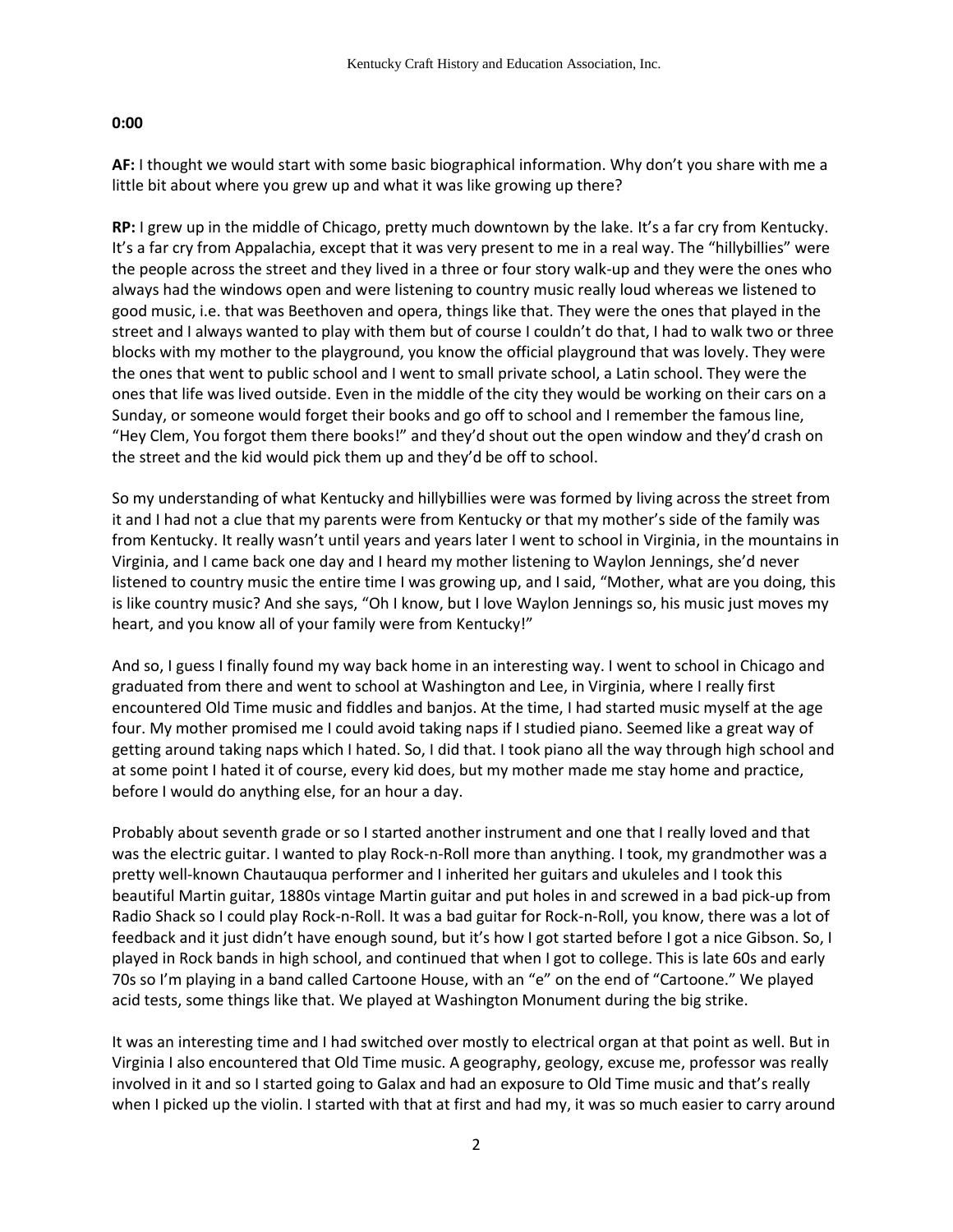**0:00**

**AF:** I thought we would start with some basic biographical information. Why don't you share with me a little bit about where you grew up and what it was like growing up there?

**RP:** I grew up in the middle of Chicago, pretty much downtown by the lake. It's a far cry from Kentucky. It's a far cry from Appalachia, except that it was very present to me in a real way. The "hillybillies" were the people across the street and they lived in a three or four story walk-up and they were the ones who always had the windows open and were listening to country music really loud whereas we listened to good music, i.e. that was Beethoven and opera, things like that. They were the ones that played in the street and I always wanted to play with them but of course I couldn't do that, I had to walk two or three blocks with my mother to the playground, you know the official playground that was lovely. They were the ones that went to public school and I went to small private school, a Latin school. They were the ones that life was lived outside. Even in the middle of the city they would be working on their cars on a Sunday, or someone would forget their books and go off to school and I remember the famous line, "Hey Clem, You forgot them there books!" and they'd shout out the open window and they'd crash on the street and the kid would pick them up and they'd be off to school.

So my understanding of what Kentucky and hillybillies were was formed by living across the street from it and I had not a clue that my parents were from Kentucky or that my mother's side of the family was from Kentucky. It really wasn't until years and years later I went to school in Virginia, in the mountains in Virginia, and I came back one day and I heard my mother listening to Waylon Jennings, she'd never listened to country music the entire time I was growing up, and I said, "Mother, what are you doing, this is like country music? And she says, "Oh I know, but I love Waylon Jennings so, his music just moves my heart, and you know all of your family were from Kentucky!"

And so, I guess I finally found my way back home in an interesting way. I went to school in Chicago and graduated from there and went to school at Washington and Lee, in Virginia, where I really first encountered Old Time music and fiddles and banjos. At the time, I had started music myself at the age four. My mother promised me I could avoid taking naps if I studied piano. Seemed like a great way of getting around taking naps which I hated. So, I did that. I took piano all the way through high school and at some point I hated it of course, every kid does, but my mother made me stay home and practice, before I would do anything else, for an hour a day.

Probably about seventh grade or so I started another instrument and one that I really loved and that was the electric guitar. I wanted to play Rock-n-Roll more than anything. I took, my grandmother was a pretty well-known Chautauqua performer and I inherited her guitars and ukuleles and I took this beautiful Martin guitar, 1880s vintage Martin guitar and put holes in and screwed in a bad pick-up from Radio Shack so I could play Rock-n-Roll. It was a bad guitar for Rock-n-Roll, you know, there was a lot of feedback and it just didn't have enough sound, but it's how I got started before I got a nice Gibson. So, I played in Rock bands in high school, and continued that when I got to college. This is late 60s and early 70s so I'm playing in a band called Cartoone House, with an "e" on the end of "Cartoone." We played acid tests, some things like that. We played at Washington Monument during the big strike.

It was an interesting time and I had switched over mostly to electrical organ at that point as well. But in Virginia I also encountered that Old Time music. A geography, geology, excuse me, professor was really involved in it and so I started going to Galax and had an exposure to Old Time music and that's really when I picked up the violin. I started with that at first and had my, it was so much easier to carry around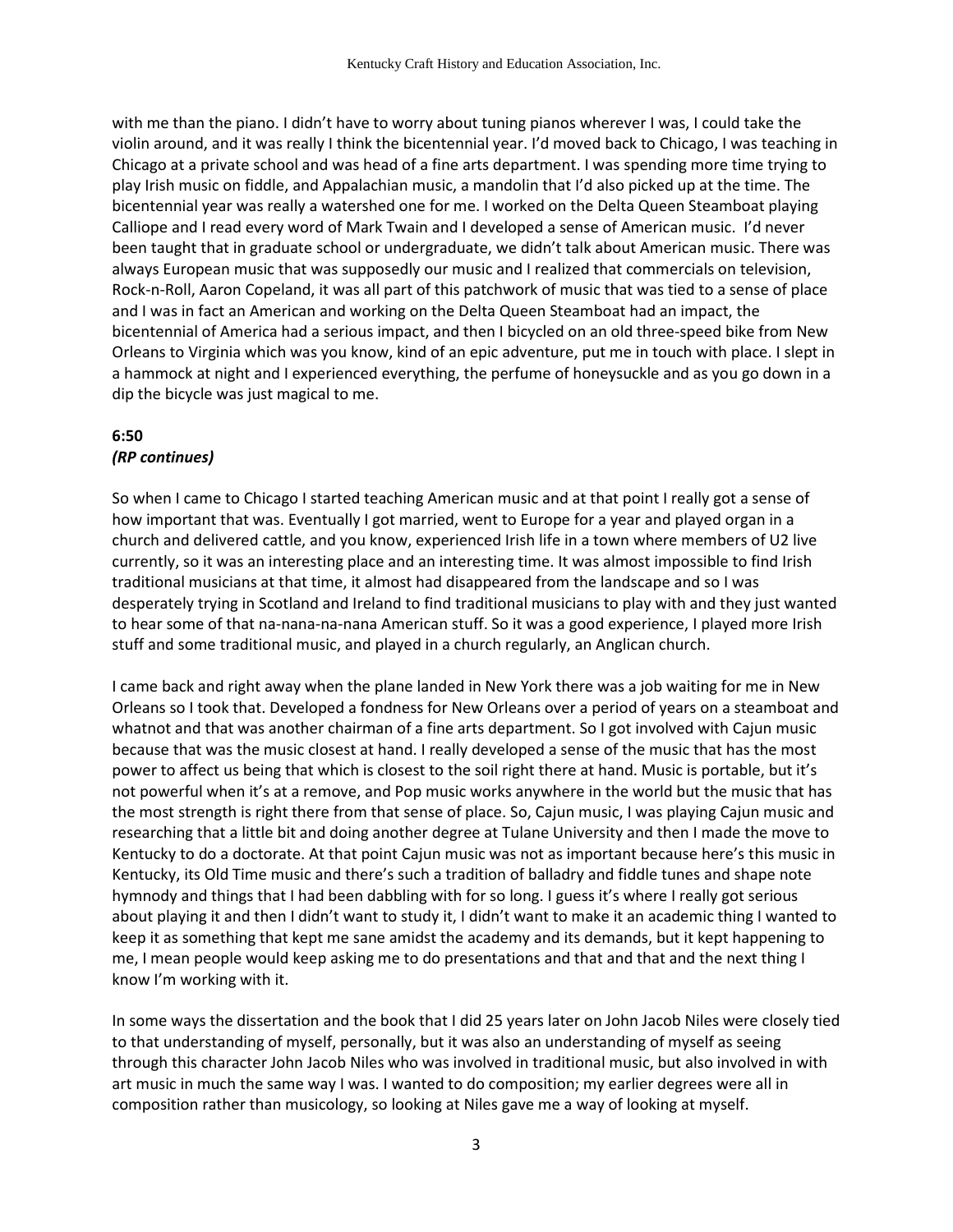with me than the piano. I didn't have to worry about tuning pianos wherever I was, I could take the violin around, and it was really I think the bicentennial year. I'd moved back to Chicago, I was teaching in Chicago at a private school and was head of a fine arts department. I was spending more time trying to play Irish music on fiddle, and Appalachian music, a mandolin that I'd also picked up at the time. The bicentennial year was really a watershed one for me. I worked on the Delta Queen Steamboat playing Calliope and I read every word of Mark Twain and I developed a sense of American music. I'd never been taught that in graduate school or undergraduate, we didn't talk about American music. There was always European music that was supposedly our music and I realized that commercials on television, Rock-n-Roll, Aaron Copeland, it was all part of this patchwork of music that was tied to a sense of place and I was in fact an American and working on the Delta Queen Steamboat had an impact, the bicentennial of America had a serious impact, and then I bicycled on an old three-speed bike from New Orleans to Virginia which was you know, kind of an epic adventure, put me in touch with place. I slept in a hammock at night and I experienced everything, the perfume of honeysuckle and as you go down in a dip the bicycle was just magical to me.

**6:50**
***(RP continues)***

So when I came to Chicago I started teaching American music and at that point I really got a sense of how important that was. Eventually I got married, went to Europe for a year and played organ in a church and delivered cattle, and you know, experienced Irish life in a town where members of U2 live currently, so it was an interesting place and an interesting time. It was almost impossible to find Irish traditional musicians at that time, it almost had disappeared from the landscape and so I was desperately trying in Scotland and Ireland to find traditional musicians to play with and they just wanted to hear some of that na-nana-na-nana American stuff. So it was a good experience, I played more Irish stuff and some traditional music, and played in a church regularly, an Anglican church.

I came back and right away when the plane landed in New York there was a job waiting for me in New Orleans so I took that. Developed a fondness for New Orleans over a period of years on a steamboat and whatnot and that was another chairman of a fine arts department. So I got involved with Cajun music because that was the music closest at hand. I really developed a sense of the music that has the most power to affect us being that which is closest to the soil right there at hand. Music is portable, but it's not powerful when it's at a remove, and Pop music works anywhere in the world but the music that has the most strength is right there from that sense of place. So, Cajun music, I was playing Cajun music and researching that a little bit and doing another degree at Tulane University and then I made the move to Kentucky to do a doctorate. At that point Cajun music was not as important because here's this music in Kentucky, its Old Time music and there's such a tradition of balladry and fiddle tunes and shape note hymnody and things that I had been dabbling with for so long. I guess it's where I really got serious about playing it and then I didn't want to study it, I didn't want to make it an academic thing I wanted to keep it as something that kept me sane amidst the academy and its demands, but it kept happening to me, I mean people would keep asking me to do presentations and that and that and the next thing I know I'm working with it.

In some ways the dissertation and the book that I did 25 years later on John Jacob Niles were closely tied to that understanding of myself, personally, but it was also an understanding of myself as seeing through this character John Jacob Niles who was involved in traditional music, but also involved in with art music in much the same way I was. I wanted to do composition; my earlier degrees were all in composition rather than musicology, so looking at Niles gave me a way of looking at myself.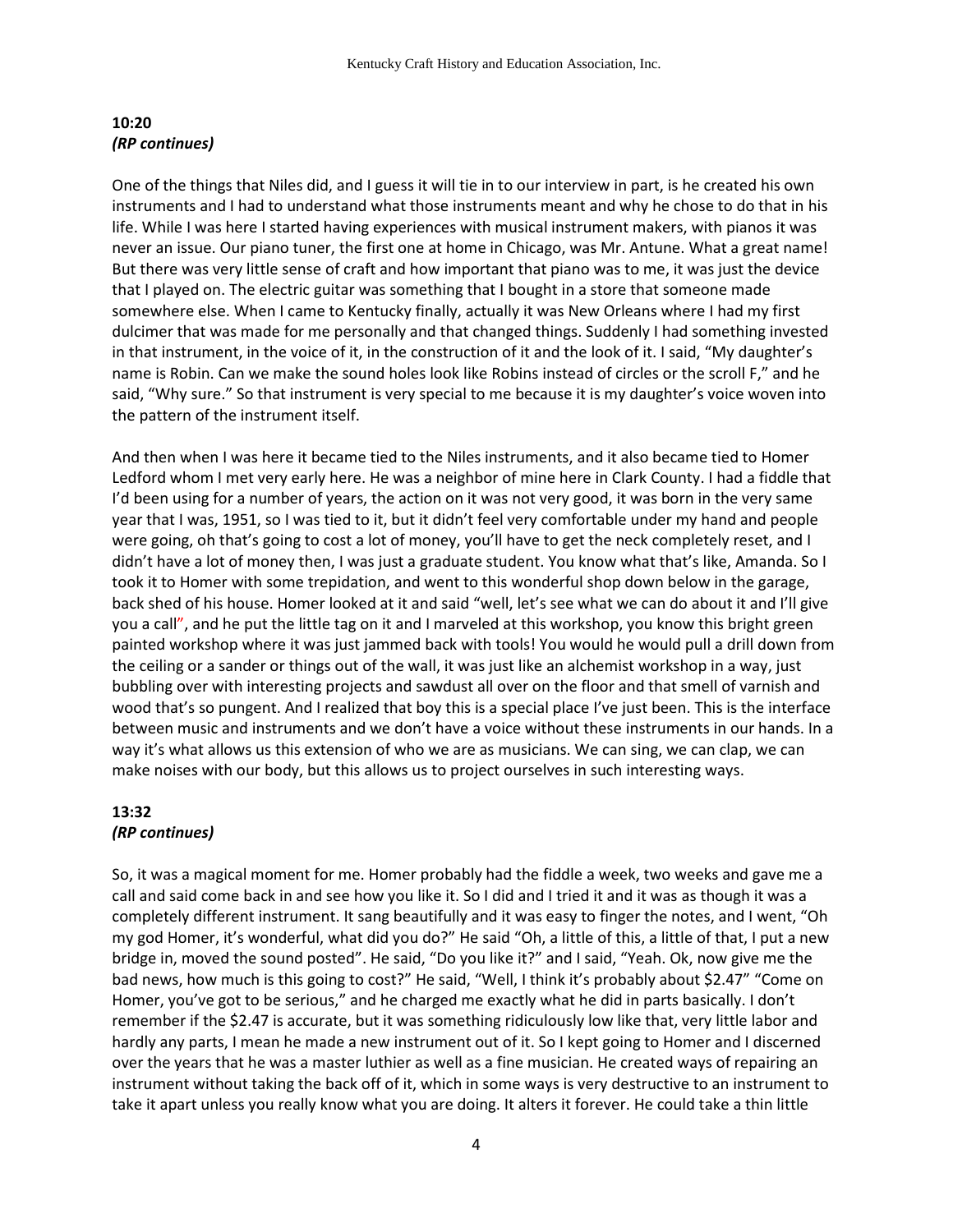**10:20**
***(RP continues)***

One of the things that Niles did, and I guess it will tie in to our interview in part, is he created his own instruments and I had to understand what those instruments meant and why he chose to do that in his life. While I was here I started having experiences with musical instrument makers, with pianos it was never an issue. Our piano tuner, the first one at home in Chicago, was Mr. Antune. What a great name! But there was very little sense of craft and how important that piano was to me, it was just the device that I played on. The electric guitar was something that I bought in a store that someone made somewhere else. When I came to Kentucky finally, actually it was New Orleans where I had my first dulcimer that was made for me personally and that changed things. Suddenly I had something invested in that instrument, in the voice of it, in the construction of it and the look of it. I said, "My daughter's name is Robin. Can we make the sound holes look like Robins instead of circles or the scroll F," and he said, "Why sure." So that instrument is very special to me because it is my daughter's voice woven into the pattern of the instrument itself.

And then when I was here it became tied to the Niles instruments, and it also became tied to Homer Ledford whom I met very early here. He was a neighbor of mine here in Clark County. I had a fiddle that I'd been using for a number of years, the action on it was not very good, it was born in the very same year that I was, 1951, so I was tied to it, but it didn't feel very comfortable under my hand and people were going, oh that's going to cost a lot of money, you'll have to get the neck completely reset, and I didn't have a lot of money then, I was just a graduate student. You know what that's like, Amanda. So I took it to Homer with some trepidation, and went to this wonderful shop down below in the garage, back shed of his house. Homer looked at it and said "well, let's see what we can do about it and I'll give you a call", and he put the little tag on it and I marveled at this workshop, you know this bright green painted workshop where it was just jammed back with tools! You would he would pull a drill down from the ceiling or a sander or things out of the wall, it was just like an alchemist workshop in a way, just bubbling over with interesting projects and sawdust all over on the floor and that smell of varnish and wood that's so pungent. And I realized that boy this is a special place I've just been. This is the interface between music and instruments and we don't have a voice without these instruments in our hands. In a way it's what allows us this extension of who we are as musicians. We can sing, we can clap, we can make noises with our body, but this allows us to project ourselves in such interesting ways.

**13:32**
***(RP continues)***

So, it was a magical moment for me. Homer probably had the fiddle a week, two weeks and gave me a call and said come back in and see how you like it. So I did and I tried it and it was as though it was a completely different instrument. It sang beautifully and it was easy to finger the notes, and I went, "Oh my god Homer, it's wonderful, what did you do?" He said "Oh, a little of this, a little of that, I put a new bridge in, moved the sound posted". He said, "Do you like it?" and I said, "Yeah. Ok, now give me the bad news, how much is this going to cost?" He said, "Well, I think it's probably about $2.47" "Come on Homer, you've got to be serious," and he charged me exactly what he did in parts basically. I don't remember if the $2.47 is accurate, but it was something ridiculously low like that, very little labor and hardly any parts, I mean he made a new instrument out of it. So I kept going to Homer and I discerned over the years that he was a master luthier as well as a fine musician. He created ways of repairing an instrument without taking the back off of it, which in some ways is very destructive to an instrument to take it apart unless you really know what you are doing. It alters it forever. He could take a thin little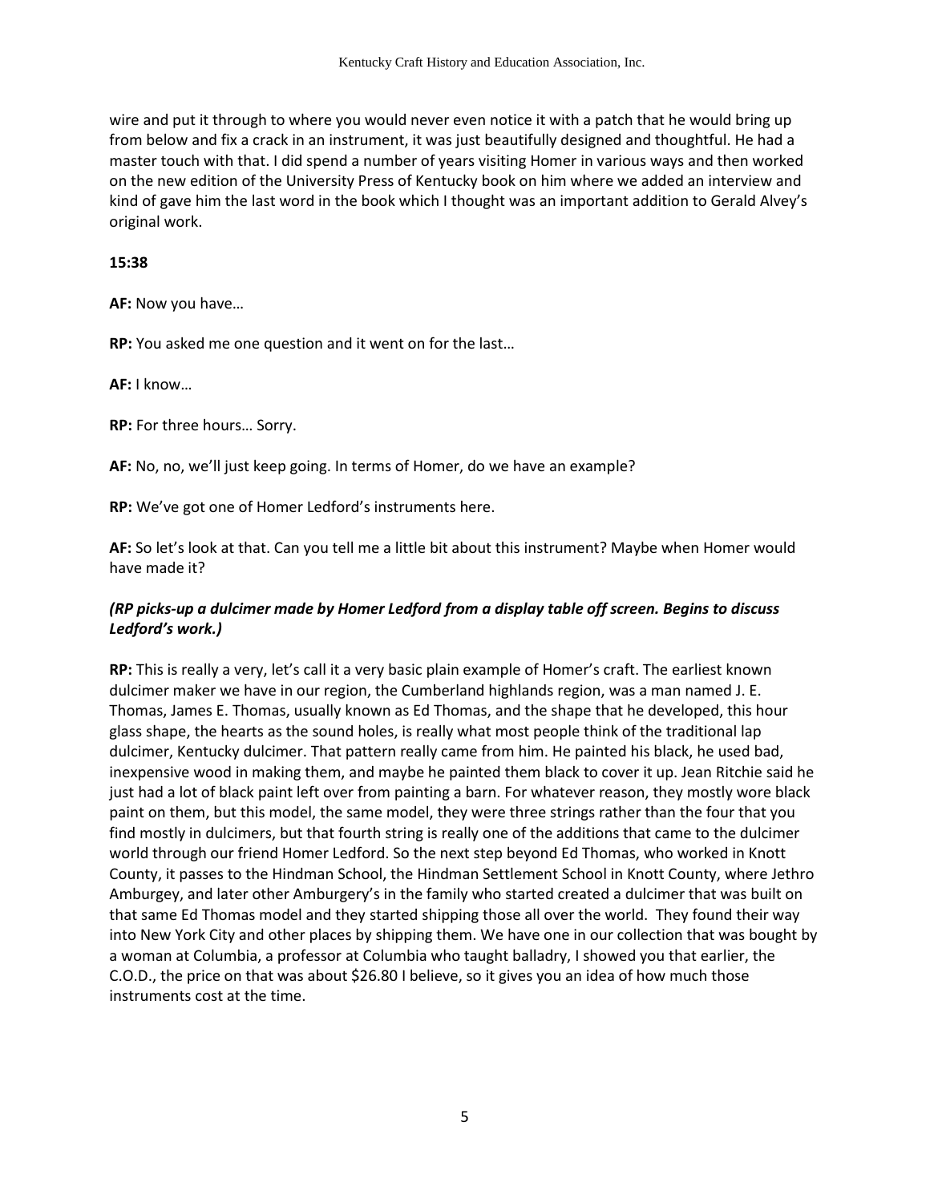wire and put it through to where you would never even notice it with a patch that he would bring up from below and fix a crack in an instrument, it was just beautifully designed and thoughtful. He had a master touch with that. I did spend a number of years visiting Homer in various ways and then worked on the new edition of the University Press of Kentucky book on him where we added an interview and kind of gave him the last word in the book which I thought was an important addition to Gerald Alvey's original work.

**15:38**

**AF:** Now you have…

**RP:** You asked me one question and it went on for the last…

**AF:** I know…

**RP:** For three hours… Sorry.

**AF:** No, no, we'll just keep going. In terms of Homer, do we have an example?

**RP:** We've got one of Homer Ledford's instruments here.

**AF:** So let's look at that. Can you tell me a little bit about this instrument? Maybe when Homer would have made it?

***(RP picks-up a dulcimer made by Homer Ledford from a display table off screen. Begins to discuss Ledford's work.)***

**RP:** This is really a very, let's call it a very basic plain example of Homer's craft. The earliest known dulcimer maker we have in our region, the Cumberland highlands region, was a man named J. E. Thomas, James E. Thomas, usually known as Ed Thomas, and the shape that he developed, this hour glass shape, the hearts as the sound holes, is really what most people think of the traditional lap dulcimer, Kentucky dulcimer. That pattern really came from him. He painted his black, he used bad, inexpensive wood in making them, and maybe he painted them black to cover it up. Jean Ritchie said he just had a lot of black paint left over from painting a barn. For whatever reason, they mostly wore black paint on them, but this model, the same model, they were three strings rather than the four that you find mostly in dulcimers, but that fourth string is really one of the additions that came to the dulcimer world through our friend Homer Ledford. So the next step beyond Ed Thomas, who worked in Knott County, it passes to the Hindman School, the Hindman Settlement School in Knott County, where Jethro Amburgey, and later other Amburgery's in the family who started created a dulcimer that was built on that same Ed Thomas model and they started shipping those all over the world. They found their way into New York City and other places by shipping them. We have one in our collection that was bought by a woman at Columbia, a professor at Columbia who taught balladry, I showed you that earlier, the C.O.D., the price on that was about $26.80 I believe, so it gives you an idea of how much those instruments cost at the time.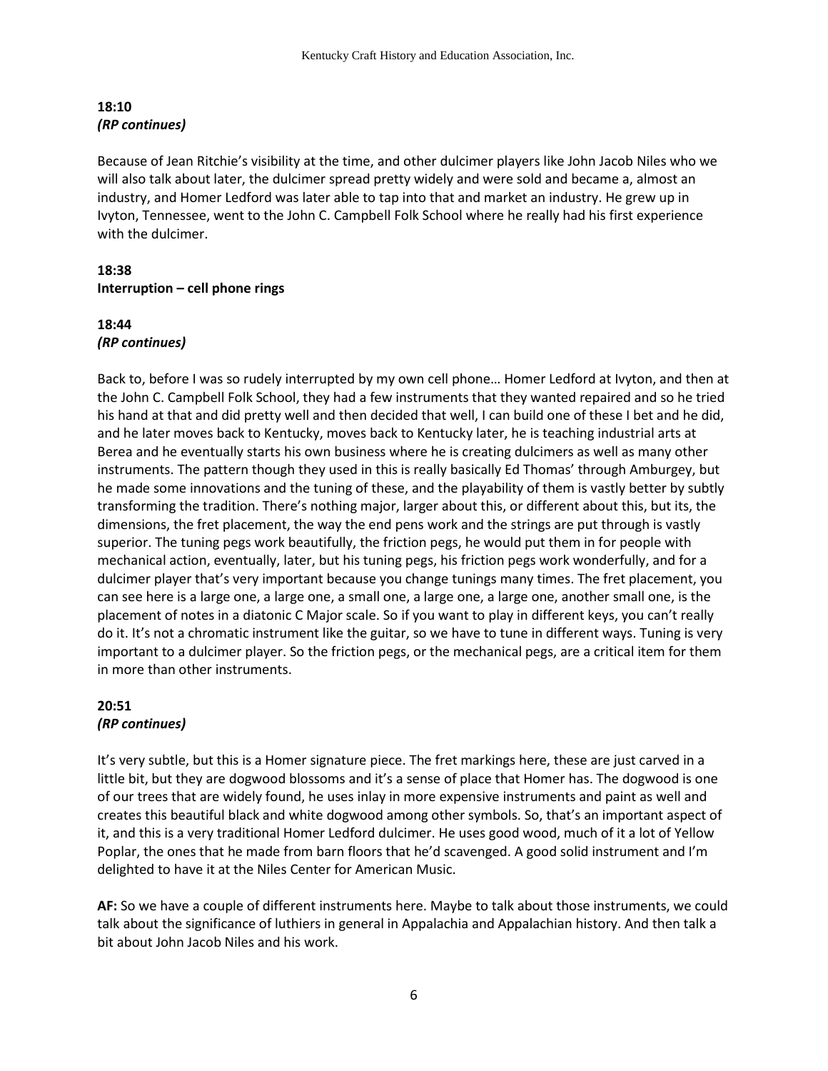**18:10**
***(RP continues)***

Because of Jean Ritchie's visibility at the time, and other dulcimer players like John Jacob Niles who we will also talk about later, the dulcimer spread pretty widely and were sold and became a, almost an industry, and Homer Ledford was later able to tap into that and market an industry. He grew up in Ivyton, Tennessee, went to the John C. Campbell Folk School where he really had his first experience with the dulcimer.

**18:38**
**Interruption – cell phone rings**

**18:44**
***(RP continues)***

Back to, before I was so rudely interrupted by my own cell phone… Homer Ledford at Ivyton, and then at the John C. Campbell Folk School, they had a few instruments that they wanted repaired and so he tried his hand at that and did pretty well and then decided that well, I can build one of these I bet and he did, and he later moves back to Kentucky, moves back to Kentucky later, he is teaching industrial arts at Berea and he eventually starts his own business where he is creating dulcimers as well as many other instruments. The pattern though they used in this is really basically Ed Thomas' through Amburgey, but he made some innovations and the tuning of these, and the playability of them is vastly better by subtly transforming the tradition. There's nothing major, larger about this, or different about this, but its, the dimensions, the fret placement, the way the end pens work and the strings are put through is vastly superior. The tuning pegs work beautifully, the friction pegs, he would put them in for people with mechanical action, eventually, later, but his tuning pegs, his friction pegs work wonderfully, and for a dulcimer player that's very important because you change tunings many times. The fret placement, you can see here is a large one, a large one, a small one, a large one, a large one, another small one, is the placement of notes in a diatonic C Major scale. So if you want to play in different keys, you can't really do it. It's not a chromatic instrument like the guitar, so we have to tune in different ways. Tuning is very important to a dulcimer player. So the friction pegs, or the mechanical pegs, are a critical item for them in more than other instruments.

**20:51**
***(RP continues)***

It's very subtle, but this is a Homer signature piece. The fret markings here, these are just carved in a little bit, but they are dogwood blossoms and it's a sense of place that Homer has. The dogwood is one of our trees that are widely found, he uses inlay in more expensive instruments and paint as well and creates this beautiful black and white dogwood among other symbols. So, that's an important aspect of it, and this is a very traditional Homer Ledford dulcimer. He uses good wood, much of it a lot of Yellow Poplar, the ones that he made from barn floors that he'd scavenged. A good solid instrument and I'm delighted to have it at the Niles Center for American Music.

**AF:** So we have a couple of different instruments here. Maybe to talk about those instruments, we could talk about the significance of luthiers in general in Appalachia and Appalachian history. And then talk a bit about John Jacob Niles and his work.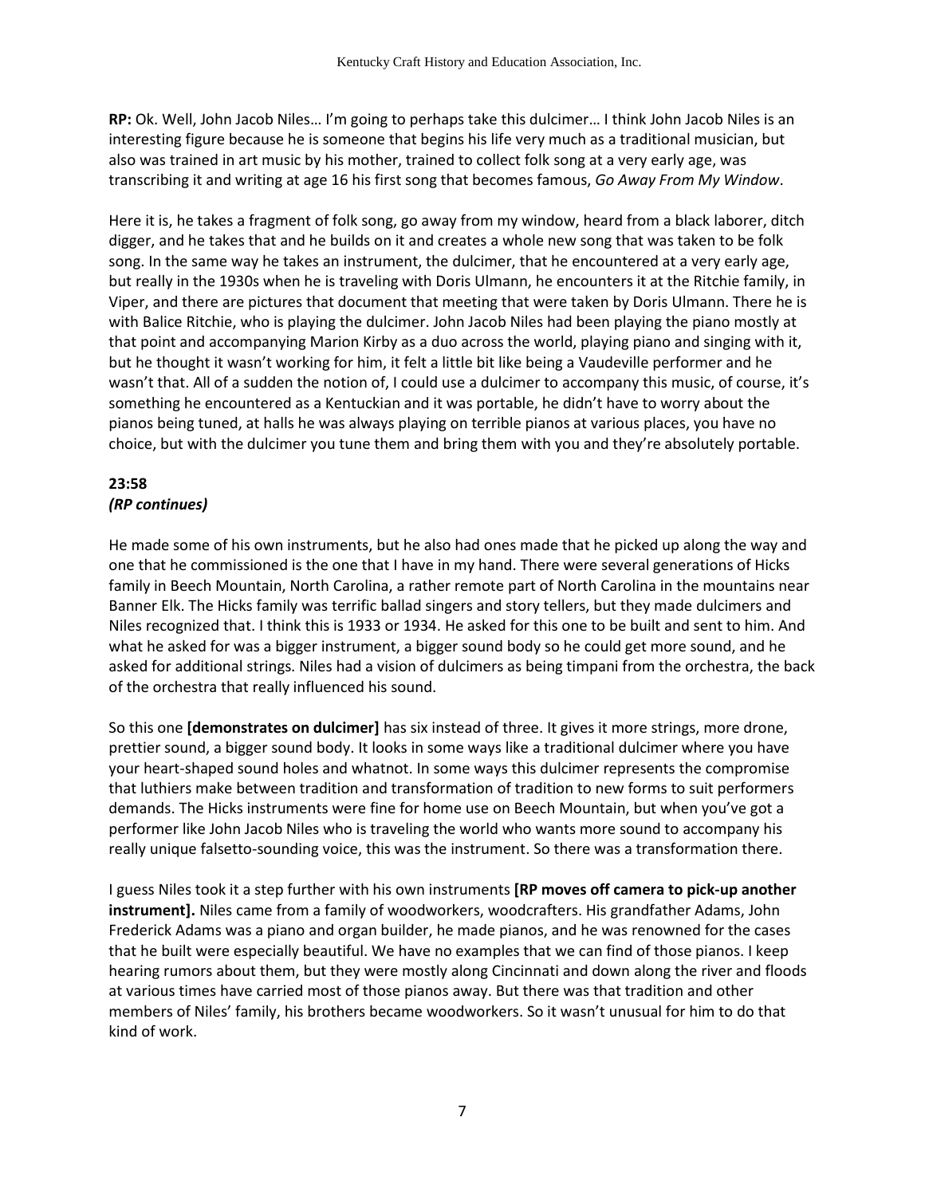**RP:** Ok. Well, John Jacob Niles… I'm going to perhaps take this dulcimer… I think John Jacob Niles is an interesting figure because he is someone that begins his life very much as a traditional musician, but also was trained in art music by his mother, trained to collect folk song at a very early age, was transcribing it and writing at age 16 his first song that becomes famous, *Go Away From My Window*.

Here it is, he takes a fragment of folk song, go away from my window, heard from a black laborer, ditch digger, and he takes that and he builds on it and creates a whole new song that was taken to be folk song. In the same way he takes an instrument, the dulcimer, that he encountered at a very early age, but really in the 1930s when he is traveling with Doris Ulmann, he encounters it at the Ritchie family, in Viper, and there are pictures that document that meeting that were taken by Doris Ulmann. There he is with Balice Ritchie, who is playing the dulcimer. John Jacob Niles had been playing the piano mostly at that point and accompanying Marion Kirby as a duo across the world, playing piano and singing with it, but he thought it wasn't working for him, it felt a little bit like being a Vaudeville performer and he wasn't that. All of a sudden the notion of, I could use a dulcimer to accompany this music, of course, it's something he encountered as a Kentuckian and it was portable, he didn't have to worry about the pianos being tuned, at halls he was always playing on terrible pianos at various places, you have no choice, but with the dulcimer you tune them and bring them with you and they're absolutely portable.

**23:58**
***(RP continues)***

He made some of his own instruments, but he also had ones made that he picked up along the way and one that he commissioned is the one that I have in my hand. There were several generations of Hicks family in Beech Mountain, North Carolina, a rather remote part of North Carolina in the mountains near Banner Elk. The Hicks family was terrific ballad singers and story tellers, but they made dulcimers and Niles recognized that. I think this is 1933 or 1934. He asked for this one to be built and sent to him. And what he asked for was a bigger instrument, a bigger sound body so he could get more sound, and he asked for additional strings. Niles had a vision of dulcimers as being timpani from the orchestra, the back of the orchestra that really influenced his sound.

So this one **[demonstrates on dulcimer]** has six instead of three. It gives it more strings, more drone, prettier sound, a bigger sound body. It looks in some ways like a traditional dulcimer where you have your heart-shaped sound holes and whatnot. In some ways this dulcimer represents the compromise that luthiers make between tradition and transformation of tradition to new forms to suit performers demands. The Hicks instruments were fine for home use on Beech Mountain, but when you've got a performer like John Jacob Niles who is traveling the world who wants more sound to accompany his really unique falsetto-sounding voice, this was the instrument. So there was a transformation there.

I guess Niles took it a step further with his own instruments **[RP moves off camera to pick-up another instrument].** Niles came from a family of woodworkers, woodcrafters. His grandfather Adams, John Frederick Adams was a piano and organ builder, he made pianos, and he was renowned for the cases that he built were especially beautiful. We have no examples that we can find of those pianos. I keep hearing rumors about them, but they were mostly along Cincinnati and down along the river and floods at various times have carried most of those pianos away. But there was that tradition and other members of Niles' family, his brothers became woodworkers. So it wasn't unusual for him to do that kind of work.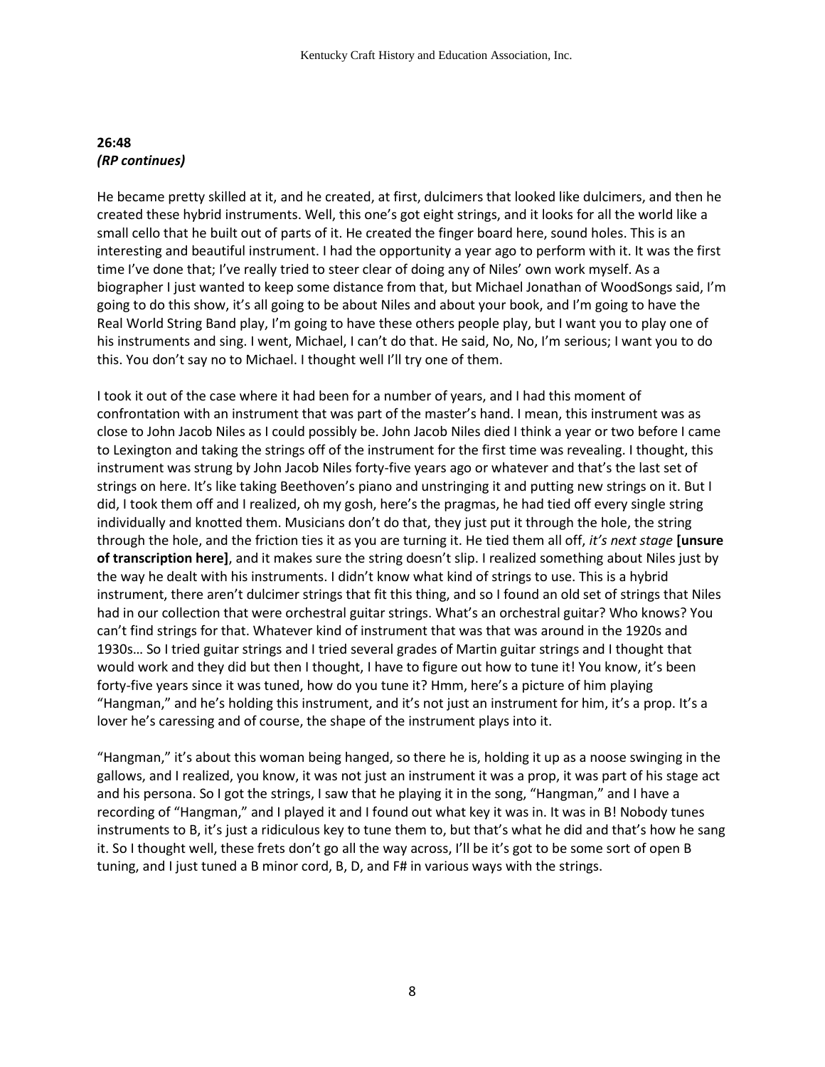**26:48**
***(RP continues)***

He became pretty skilled at it, and he created, at first, dulcimers that looked like dulcimers, and then he created these hybrid instruments. Well, this one's got eight strings, and it looks for all the world like a small cello that he built out of parts of it. He created the finger board here, sound holes. This is an interesting and beautiful instrument. I had the opportunity a year ago to perform with it. It was the first time I've done that; I've really tried to steer clear of doing any of Niles' own work myself. As a biographer I just wanted to keep some distance from that, but Michael Jonathan of WoodSongs said, I'm going to do this show, it's all going to be about Niles and about your book, and I'm going to have the Real World String Band play, I'm going to have these others people play, but I want you to play one of his instruments and sing. I went, Michael, I can't do that. He said, No, No, I'm serious; I want you to do this. You don't say no to Michael. I thought well I'll try one of them.

I took it out of the case where it had been for a number of years, and I had this moment of confrontation with an instrument that was part of the master's hand. I mean, this instrument was as close to John Jacob Niles as I could possibly be. John Jacob Niles died I think a year or two before I came to Lexington and taking the strings off of the instrument for the first time was revealing. I thought, this instrument was strung by John Jacob Niles forty-five years ago or whatever and that's the last set of strings on here. It's like taking Beethoven's piano and unstringing it and putting new strings on it. But I did, I took them off and I realized, oh my gosh, here's the pragmas, he had tied off every single string individually and knotted them. Musicians don't do that, they just put it through the hole, the string through the hole, and the friction ties it as you are turning it. He tied them all off, *it's next stage* **[unsure of transcription here]**, and it makes sure the string doesn't slip. I realized something about Niles just by the way he dealt with his instruments. I didn't know what kind of strings to use. This is a hybrid instrument, there aren't dulcimer strings that fit this thing, and so I found an old set of strings that Niles had in our collection that were orchestral guitar strings. What's an orchestral guitar? Who knows? You can't find strings for that. Whatever kind of instrument that was that was around in the 1920s and 1930s… So I tried guitar strings and I tried several grades of Martin guitar strings and I thought that would work and they did but then I thought, I have to figure out how to tune it! You know, it's been forty-five years since it was tuned, how do you tune it? Hmm, here's a picture of him playing "Hangman," and he's holding this instrument, and it's not just an instrument for him, it's a prop. It's a lover he's caressing and of course, the shape of the instrument plays into it.

"Hangman," it's about this woman being hanged, so there he is, holding it up as a noose swinging in the gallows, and I realized, you know, it was not just an instrument it was a prop, it was part of his stage act and his persona. So I got the strings, I saw that he playing it in the song, "Hangman," and I have a recording of "Hangman," and I played it and I found out what key it was in. It was in B! Nobody tunes instruments to B, it's just a ridiculous key to tune them to, but that's what he did and that's how he sang it. So I thought well, these frets don't go all the way across, I'll be it's got to be some sort of open B tuning, and I just tuned a B minor cord, B, D, and F# in various ways with the strings.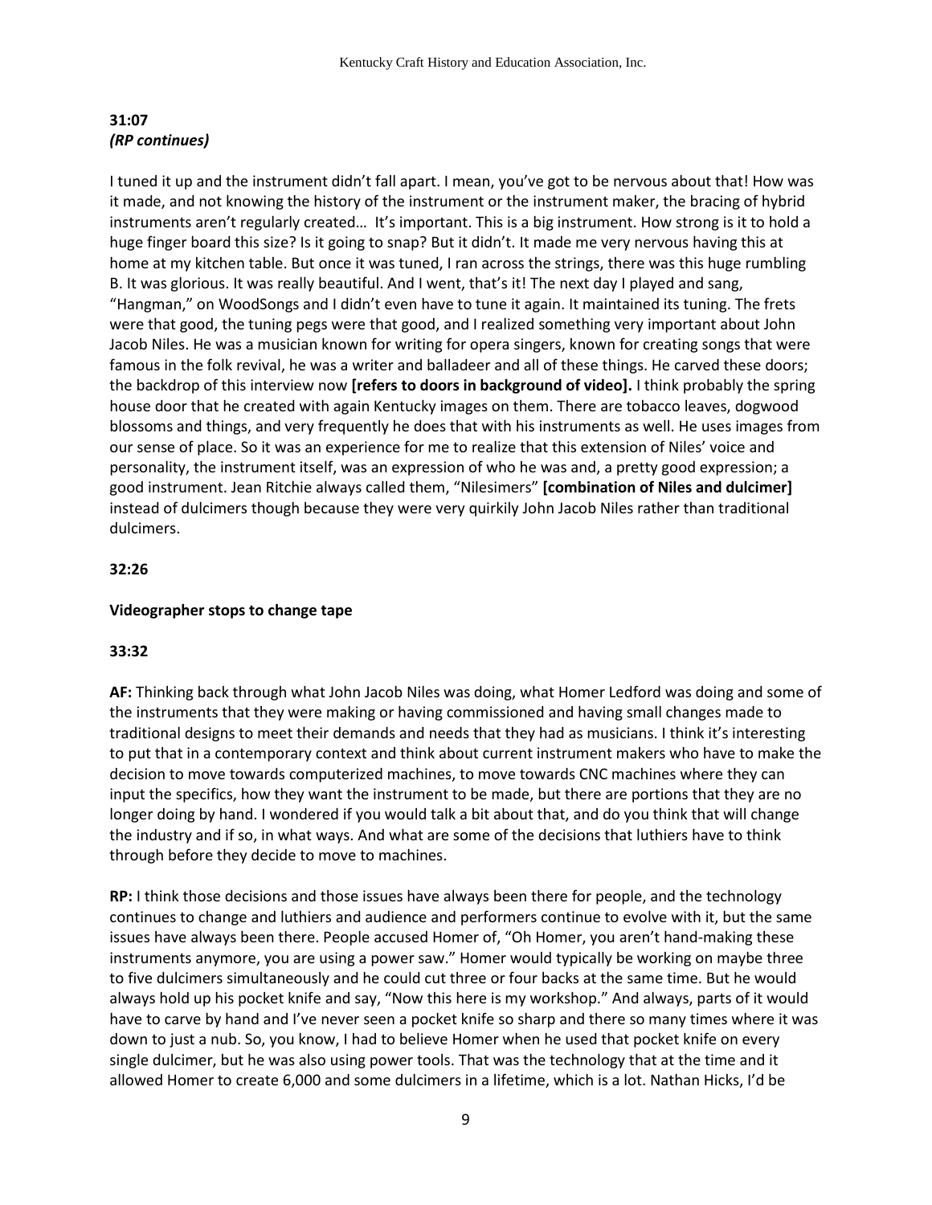**31:07**
***(RP continues)***

I tuned it up and the instrument didn't fall apart. I mean, you've got to be nervous about that! How was it made, and not knowing the history of the instrument or the instrument maker, the bracing of hybrid instruments aren't regularly created… It's important. This is a big instrument. How strong is it to hold a huge finger board this size? Is it going to snap? But it didn't. It made me very nervous having this at home at my kitchen table. But once it was tuned, I ran across the strings, there was this huge rumbling B. It was glorious. It was really beautiful. And I went, that's it! The next day I played and sang, "Hangman," on WoodSongs and I didn't even have to tune it again. It maintained its tuning. The frets were that good, the tuning pegs were that good, and I realized something very important about John Jacob Niles. He was a musician known for writing for opera singers, known for creating songs that were famous in the folk revival, he was a writer and balladeer and all of these things. He carved these doors; the backdrop of this interview now **[refers to doors in background of video].** I think probably the spring house door that he created with again Kentucky images on them. There are tobacco leaves, dogwood blossoms and things, and very frequently he does that with his instruments as well. He uses images from our sense of place. So it was an experience for me to realize that this extension of Niles' voice and personality, the instrument itself, was an expression of who he was and, a pretty good expression; a good instrument. Jean Ritchie always called them, "Nilesimers" **[combination of Niles and dulcimer]** instead of dulcimers though because they were very quirkily John Jacob Niles rather than traditional dulcimers.

**32:26**

**Videographer stops to change tape**

**33:32**

**AF:** Thinking back through what John Jacob Niles was doing, what Homer Ledford was doing and some of the instruments that they were making or having commissioned and having small changes made to traditional designs to meet their demands and needs that they had as musicians. I think it's interesting to put that in a contemporary context and think about current instrument makers who have to make the decision to move towards computerized machines, to move towards CNC machines where they can input the specifics, how they want the instrument to be made, but there are portions that they are no longer doing by hand. I wondered if you would talk a bit about that, and do you think that will change the industry and if so, in what ways. And what are some of the decisions that luthiers have to think through before they decide to move to machines.

**RP:** I think those decisions and those issues have always been there for people, and the technology continues to change and luthiers and audience and performers continue to evolve with it, but the same issues have always been there. People accused Homer of, "Oh Homer, you aren't hand-making these instruments anymore, you are using a power saw." Homer would typically be working on maybe three to five dulcimers simultaneously and he could cut three or four backs at the same time. But he would always hold up his pocket knife and say, "Now this here is my workshop." And always, parts of it would have to carve by hand and I've never seen a pocket knife so sharp and there so many times where it was down to just a nub. So, you know, I had to believe Homer when he used that pocket knife on every single dulcimer, but he was also using power tools. That was the technology that at the time and it allowed Homer to create 6,000 and some dulcimers in a lifetime, which is a lot. Nathan Hicks, I'd be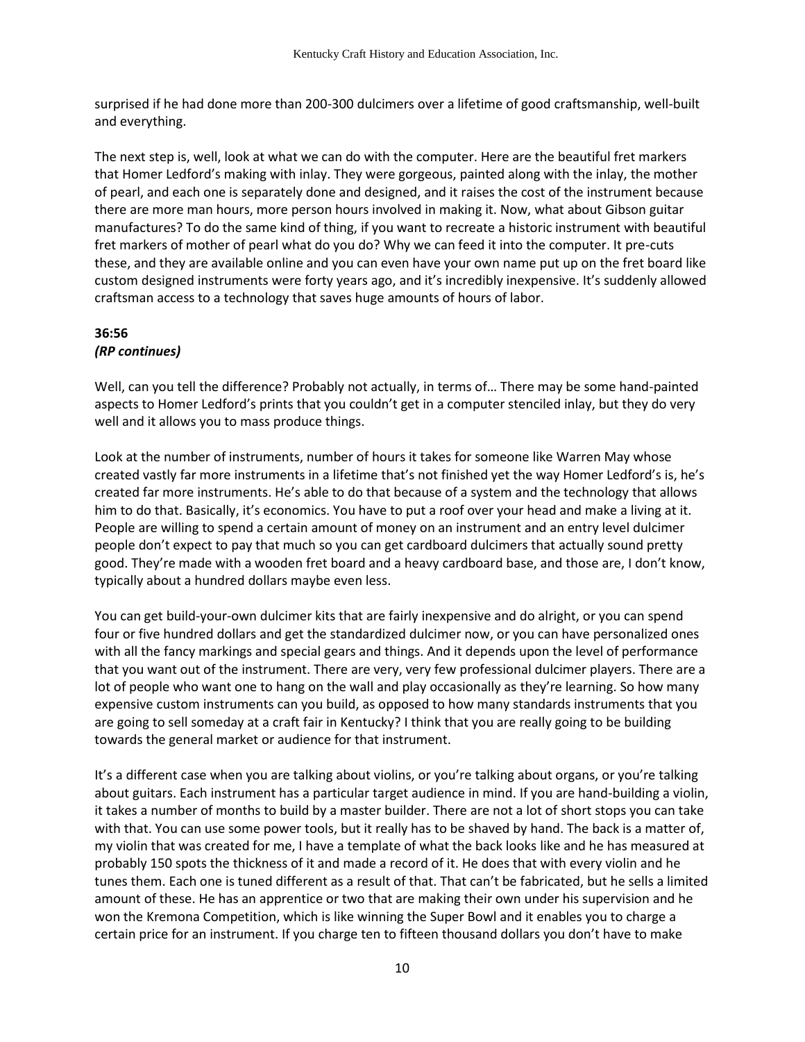surprised if he had done more than 200-300 dulcimers over a lifetime of good craftsmanship, well-built and everything.

The next step is, well, look at what we can do with the computer. Here are the beautiful fret markers that Homer Ledford's making with inlay. They were gorgeous, painted along with the inlay, the mother of pearl, and each one is separately done and designed, and it raises the cost of the instrument because there are more man hours, more person hours involved in making it. Now, what about Gibson guitar manufactures? To do the same kind of thing, if you want to recreate a historic instrument with beautiful fret markers of mother of pearl what do you do? Why we can feed it into the computer. It pre-cuts these, and they are available online and you can even have your own name put up on the fret board like custom designed instruments were forty years ago, and it's incredibly inexpensive. It's suddenly allowed craftsman access to a technology that saves huge amounts of hours of labor.

**36:56**
***(RP continues)***

Well, can you tell the difference? Probably not actually, in terms of… There may be some hand-painted aspects to Homer Ledford's prints that you couldn't get in a computer stenciled inlay, but they do very well and it allows you to mass produce things.

Look at the number of instruments, number of hours it takes for someone like Warren May whose created vastly far more instruments in a lifetime that's not finished yet the way Homer Ledford's is, he's created far more instruments. He's able to do that because of a system and the technology that allows him to do that. Basically, it's economics. You have to put a roof over your head and make a living at it. People are willing to spend a certain amount of money on an instrument and an entry level dulcimer people don't expect to pay that much so you can get cardboard dulcimers that actually sound pretty good. They're made with a wooden fret board and a heavy cardboard base, and those are, I don't know, typically about a hundred dollars maybe even less.

You can get build-your-own dulcimer kits that are fairly inexpensive and do alright, or you can spend four or five hundred dollars and get the standardized dulcimer now, or you can have personalized ones with all the fancy markings and special gears and things. And it depends upon the level of performance that you want out of the instrument. There are very, very few professional dulcimer players. There are a lot of people who want one to hang on the wall and play occasionally as they're learning. So how many expensive custom instruments can you build, as opposed to how many standards instruments that you are going to sell someday at a craft fair in Kentucky? I think that you are really going to be building towards the general market or audience for that instrument.

It's a different case when you are talking about violins, or you're talking about organs, or you're talking about guitars. Each instrument has a particular target audience in mind. If you are hand-building a violin, it takes a number of months to build by a master builder. There are not a lot of short stops you can take with that. You can use some power tools, but it really has to be shaved by hand. The back is a matter of, my violin that was created for me, I have a template of what the back looks like and he has measured at probably 150 spots the thickness of it and made a record of it. He does that with every violin and he tunes them. Each one is tuned different as a result of that. That can't be fabricated, but he sells a limited amount of these. He has an apprentice or two that are making their own under his supervision and he won the Kremona Competition, which is like winning the Super Bowl and it enables you to charge a certain price for an instrument. If you charge ten to fifteen thousand dollars you don't have to make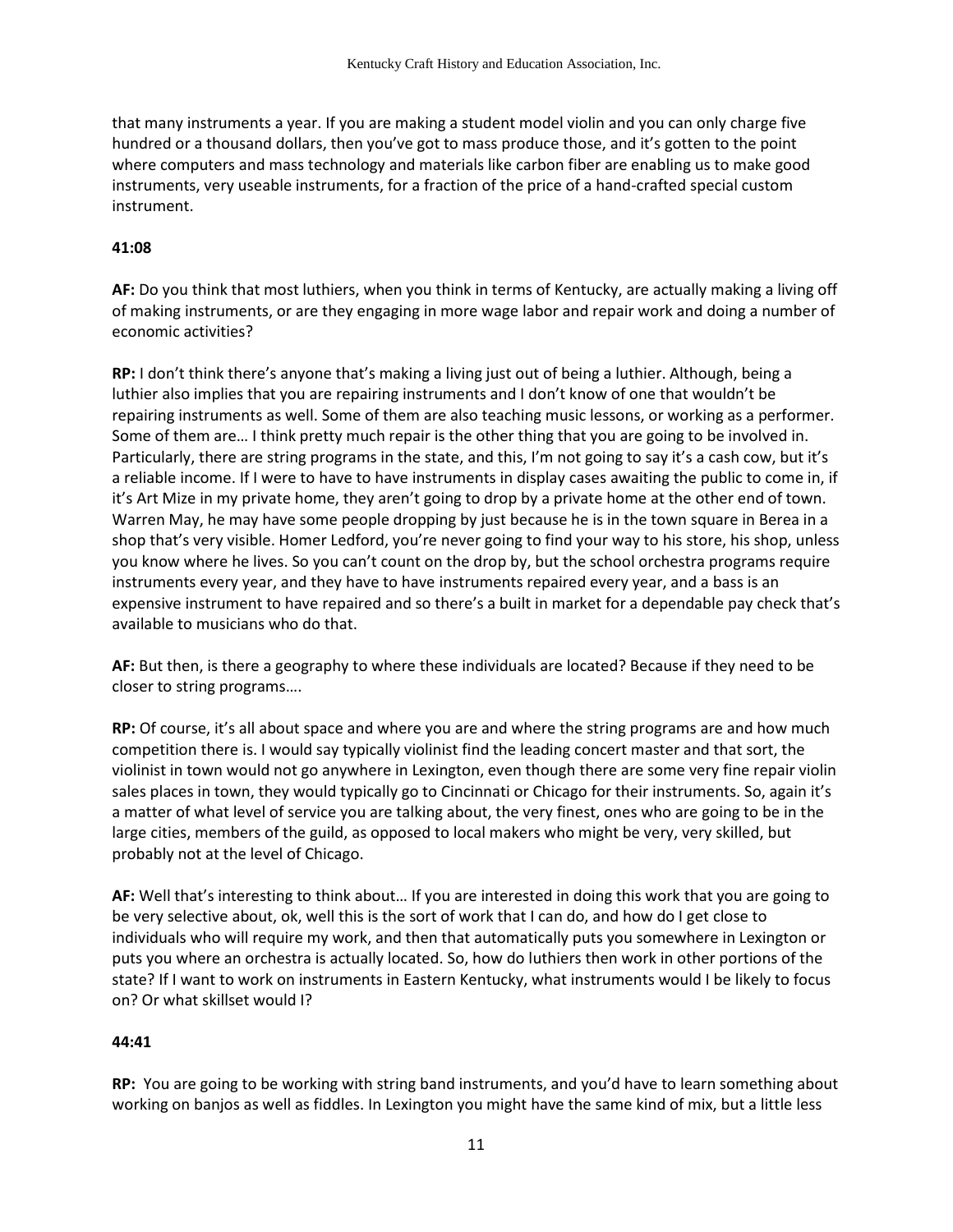that many instruments a year. If you are making a student model violin and you can only charge five hundred or a thousand dollars, then you've got to mass produce those, and it's gotten to the point where computers and mass technology and materials like carbon fiber are enabling us to make good instruments, very useable instruments, for a fraction of the price of a hand-crafted special custom instrument.

**41:08**

**AF:** Do you think that most luthiers, when you think in terms of Kentucky, are actually making a living off of making instruments, or are they engaging in more wage labor and repair work and doing a number of economic activities?

**RP:** I don't think there's anyone that's making a living just out of being a luthier. Although, being a luthier also implies that you are repairing instruments and I don't know of one that wouldn't be repairing instruments as well. Some of them are also teaching music lessons, or working as a performer. Some of them are… I think pretty much repair is the other thing that you are going to be involved in. Particularly, there are string programs in the state, and this, I'm not going to say it's a cash cow, but it's a reliable income. If I were to have to have instruments in display cases awaiting the public to come in, if it's Art Mize in my private home, they aren't going to drop by a private home at the other end of town. Warren May, he may have some people dropping by just because he is in the town square in Berea in a shop that's very visible. Homer Ledford, you're never going to find your way to his store, his shop, unless you know where he lives. So you can't count on the drop by, but the school orchestra programs require instruments every year, and they have to have instruments repaired every year, and a bass is an expensive instrument to have repaired and so there's a built in market for a dependable pay check that's available to musicians who do that.

**AF:** But then, is there a geography to where these individuals are located? Because if they need to be closer to string programs….

**RP:** Of course, it's all about space and where you are and where the string programs are and how much competition there is. I would say typically violinist find the leading concert master and that sort, the violinist in town would not go anywhere in Lexington, even though there are some very fine repair violin sales places in town, they would typically go to Cincinnati or Chicago for their instruments. So, again it's a matter of what level of service you are talking about, the very finest, ones who are going to be in the large cities, members of the guild, as opposed to local makers who might be very, very skilled, but probably not at the level of Chicago.

**AF:** Well that's interesting to think about… If you are interested in doing this work that you are going to be very selective about, ok, well this is the sort of work that I can do, and how do I get close to individuals who will require my work, and then that automatically puts you somewhere in Lexington or puts you where an orchestra is actually located. So, how do luthiers then work in other portions of the state? If I want to work on instruments in Eastern Kentucky, what instruments would I be likely to focus on? Or what skillset would I?

**44:41**

**RP:** You are going to be working with string band instruments, and you'd have to learn something about working on banjos as well as fiddles. In Lexington you might have the same kind of mix, but a little less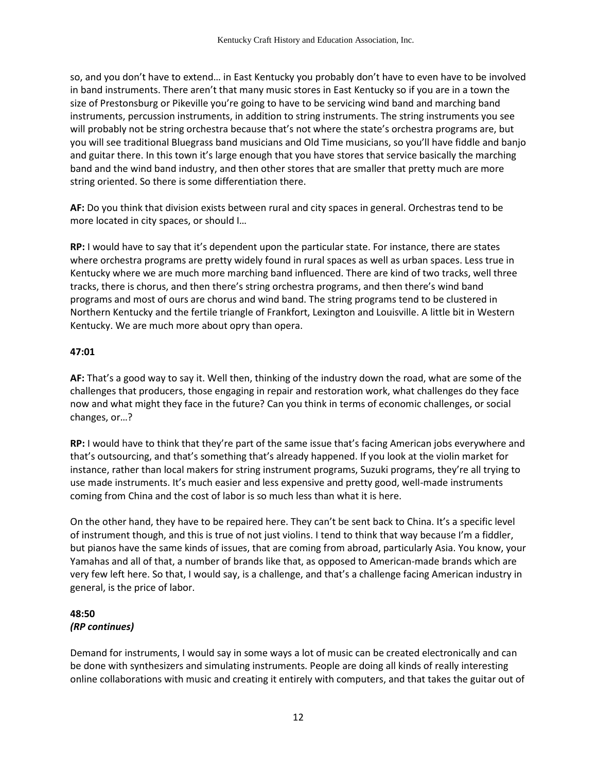so, and you don't have to extend… in East Kentucky you probably don't have to even have to be involved in band instruments. There aren't that many music stores in East Kentucky so if you are in a town the size of Prestonsburg or Pikeville you're going to have to be servicing wind band and marching band instruments, percussion instruments, in addition to string instruments. The string instruments you see will probably not be string orchestra because that's not where the state's orchestra programs are, but you will see traditional Bluegrass band musicians and Old Time musicians, so you'll have fiddle and banjo and guitar there. In this town it's large enough that you have stores that service basically the marching band and the wind band industry, and then other stores that are smaller that pretty much are more string oriented. So there is some differentiation there.

**AF:** Do you think that division exists between rural and city spaces in general. Orchestras tend to be more located in city spaces, or should I…

**RP:** I would have to say that it's dependent upon the particular state. For instance, there are states where orchestra programs are pretty widely found in rural spaces as well as urban spaces. Less true in Kentucky where we are much more marching band influenced. There are kind of two tracks, well three tracks, there is chorus, and then there's string orchestra programs, and then there's wind band programs and most of ours are chorus and wind band. The string programs tend to be clustered in Northern Kentucky and the fertile triangle of Frankfort, Lexington and Louisville. A little bit in Western Kentucky. We are much more about opry than opera.

**47:01**

**AF:** That's a good way to say it. Well then, thinking of the industry down the road, what are some of the challenges that producers, those engaging in repair and restoration work, what challenges do they face now and what might they face in the future? Can you think in terms of economic challenges, or social changes, or…?

**RP:** I would have to think that they're part of the same issue that's facing American jobs everywhere and that's outsourcing, and that's something that's already happened. If you look at the violin market for instance, rather than local makers for string instrument programs, Suzuki programs, they're all trying to use made instruments. It's much easier and less expensive and pretty good, well-made instruments coming from China and the cost of labor is so much less than what it is here.

On the other hand, they have to be repaired here. They can't be sent back to China. It's a specific level of instrument though, and this is true of not just violins. I tend to think that way because I'm a fiddler, but pianos have the same kinds of issues, that are coming from abroad, particularly Asia. You know, your Yamahas and all of that, a number of brands like that, as opposed to American-made brands which are very few left here. So that, I would say, is a challenge, and that's a challenge facing American industry in general, is the price of labor.

**48:50**
***(RP continues)***

Demand for instruments, I would say in some ways a lot of music can be created electronically and can be done with synthesizers and simulating instruments. People are doing all kinds of really interesting online collaborations with music and creating it entirely with computers, and that takes the guitar out of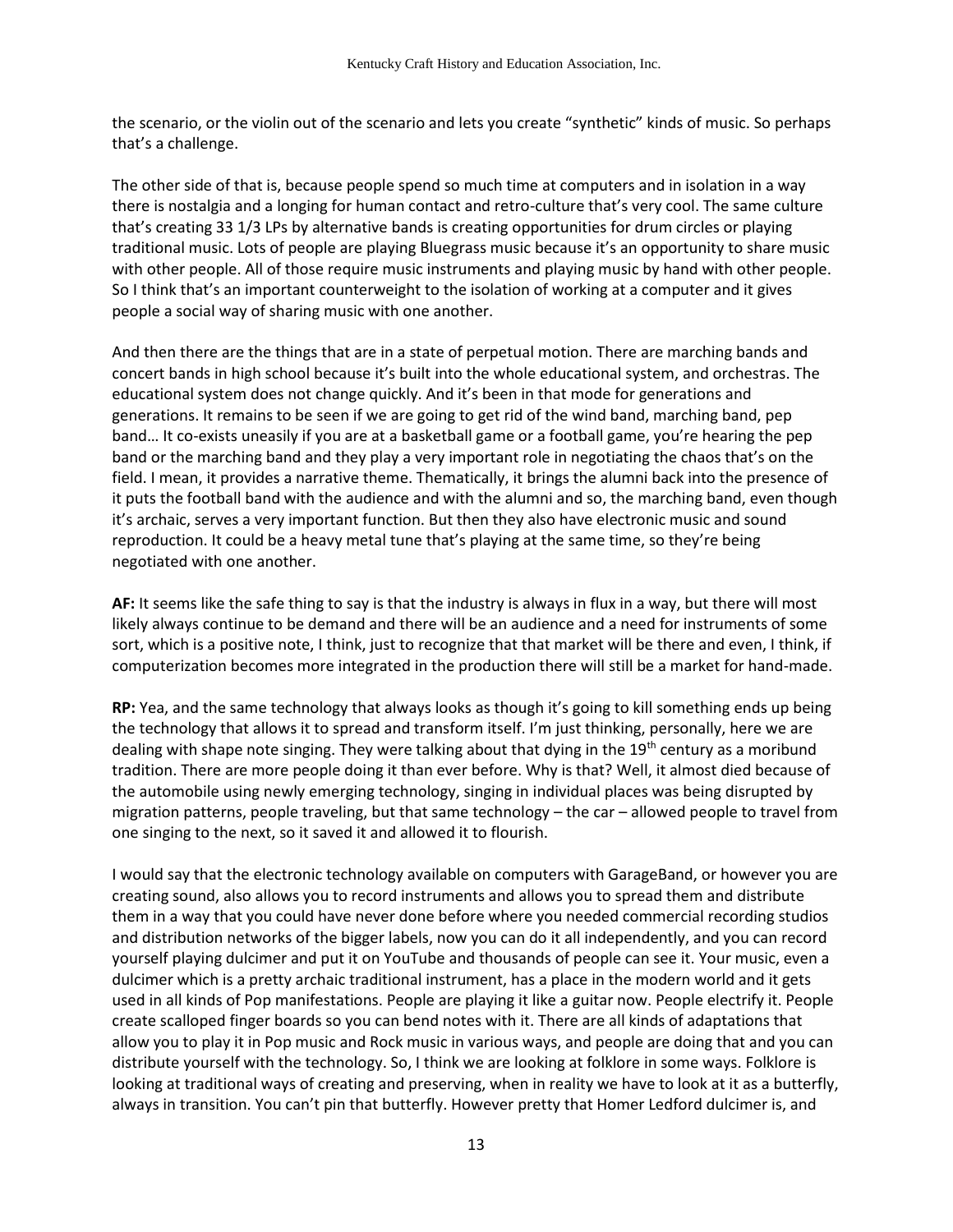the scenario, or the violin out of the scenario and lets you create "synthetic" kinds of music. So perhaps that's a challenge.

The other side of that is, because people spend so much time at computers and in isolation in a way there is nostalgia and a longing for human contact and retro-culture that's very cool. The same culture that's creating 33 1/3 LPs by alternative bands is creating opportunities for drum circles or playing traditional music. Lots of people are playing Bluegrass music because it's an opportunity to share music with other people. All of those require music instruments and playing music by hand with other people. So I think that's an important counterweight to the isolation of working at a computer and it gives people a social way of sharing music with one another.

And then there are the things that are in a state of perpetual motion. There are marching bands and concert bands in high school because it's built into the whole educational system, and orchestras. The educational system does not change quickly. And it's been in that mode for generations and generations. It remains to be seen if we are going to get rid of the wind band, marching band, pep band… It co-exists uneasily if you are at a basketball game or a football game, you're hearing the pep band or the marching band and they play a very important role in negotiating the chaos that's on the field. I mean, it provides a narrative theme. Thematically, it brings the alumni back into the presence of it puts the football band with the audience and with the alumni and so, the marching band, even though it's archaic, serves a very important function. But then they also have electronic music and sound reproduction. It could be a heavy metal tune that's playing at the same time, so they're being negotiated with one another.

**AF:** It seems like the safe thing to say is that the industry is always in flux in a way, but there will most likely always continue to be demand and there will be an audience and a need for instruments of some sort, which is a positive note, I think, just to recognize that that market will be there and even, I think, if computerization becomes more integrated in the production there will still be a market for hand-made.

**RP:** Yea, and the same technology that always looks as though it's going to kill something ends up being the technology that allows it to spread and transform itself. I'm just thinking, personally, here we are dealing with shape note singing. They were talking about that dying in the 19th century as a moribund tradition. There are more people doing it than ever before. Why is that? Well, it almost died because of the automobile using newly emerging technology, singing in individual places was being disrupted by migration patterns, people traveling, but that same technology – the car – allowed people to travel from one singing to the next, so it saved it and allowed it to flourish.

I would say that the electronic technology available on computers with GarageBand, or however you are creating sound, also allows you to record instruments and allows you to spread them and distribute them in a way that you could have never done before where you needed commercial recording studios and distribution networks of the bigger labels, now you can do it all independently, and you can record yourself playing dulcimer and put it on YouTube and thousands of people can see it. Your music, even a dulcimer which is a pretty archaic traditional instrument, has a place in the modern world and it gets used in all kinds of Pop manifestations. People are playing it like a guitar now. People electrify it. People create scalloped finger boards so you can bend notes with it. There are all kinds of adaptations that allow you to play it in Pop music and Rock music in various ways, and people are doing that and you can distribute yourself with the technology. So, I think we are looking at folklore in some ways. Folklore is looking at traditional ways of creating and preserving, when in reality we have to look at it as a butterfly, always in transition. You can't pin that butterfly. However pretty that Homer Ledford dulcimer is, and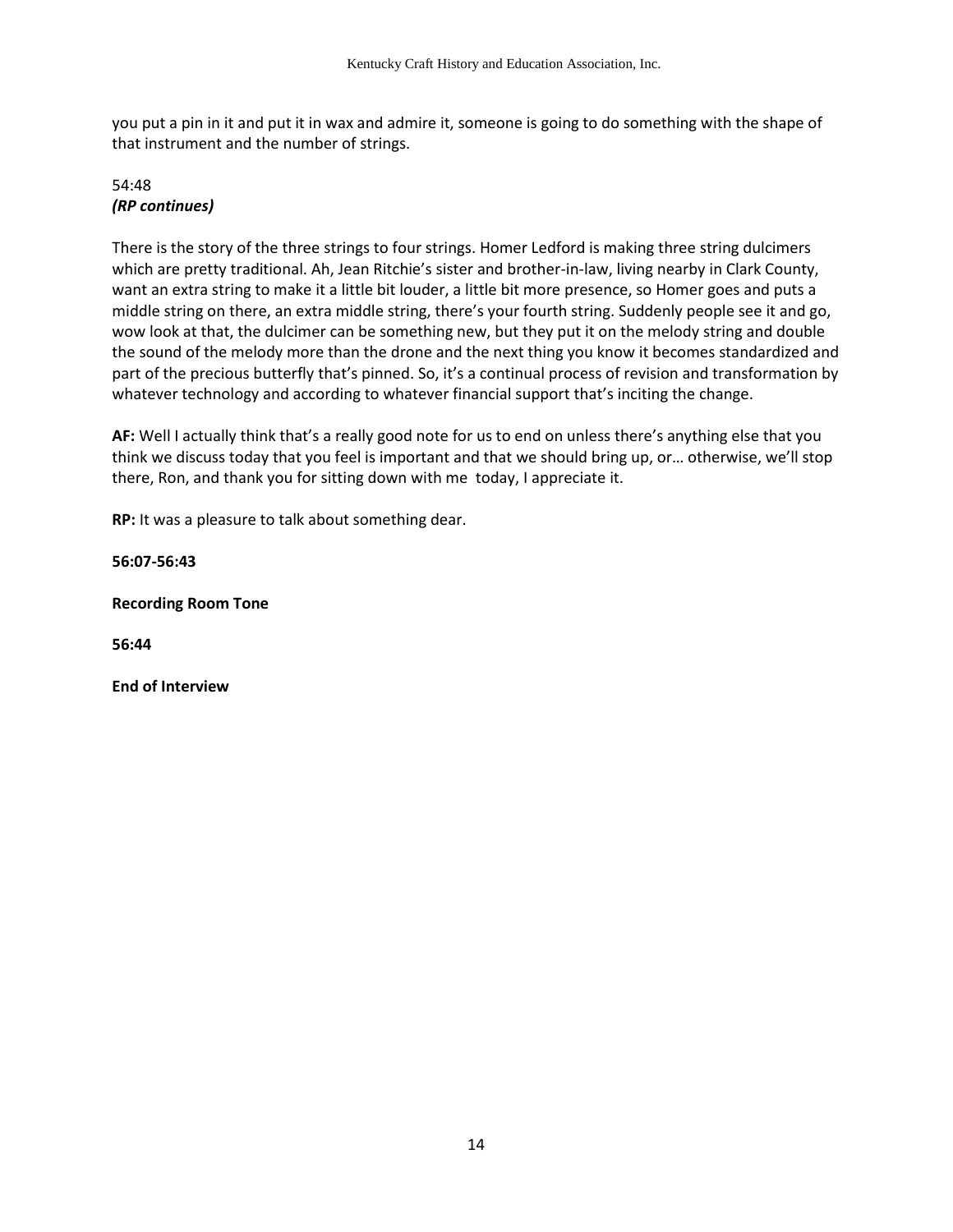you put a pin in it and put it in wax and admire it, someone is going to do something with the shape of that instrument and the number of strings.

54:48
***(RP continues)***

There is the story of the three strings to four strings. Homer Ledford is making three string dulcimers which are pretty traditional. Ah, Jean Ritchie's sister and brother-in-law, living nearby in Clark County, want an extra string to make it a little bit louder, a little bit more presence, so Homer goes and puts a middle string on there, an extra middle string, there's your fourth string. Suddenly people see it and go, wow look at that, the dulcimer can be something new, but they put it on the melody string and double the sound of the melody more than the drone and the next thing you know it becomes standardized and part of the precious butterfly that's pinned. So, it's a continual process of revision and transformation by whatever technology and according to whatever financial support that's inciting the change.

**AF:** Well I actually think that's a really good note for us to end on unless there's anything else that you think we discuss today that you feel is important and that we should bring up, or… otherwise, we'll stop there, Ron, and thank you for sitting down with me today, I appreciate it.

**RP:** It was a pleasure to talk about something dear.

**56:07-56:43**

**Recording Room Tone**

**56:44**

**End of Interview**